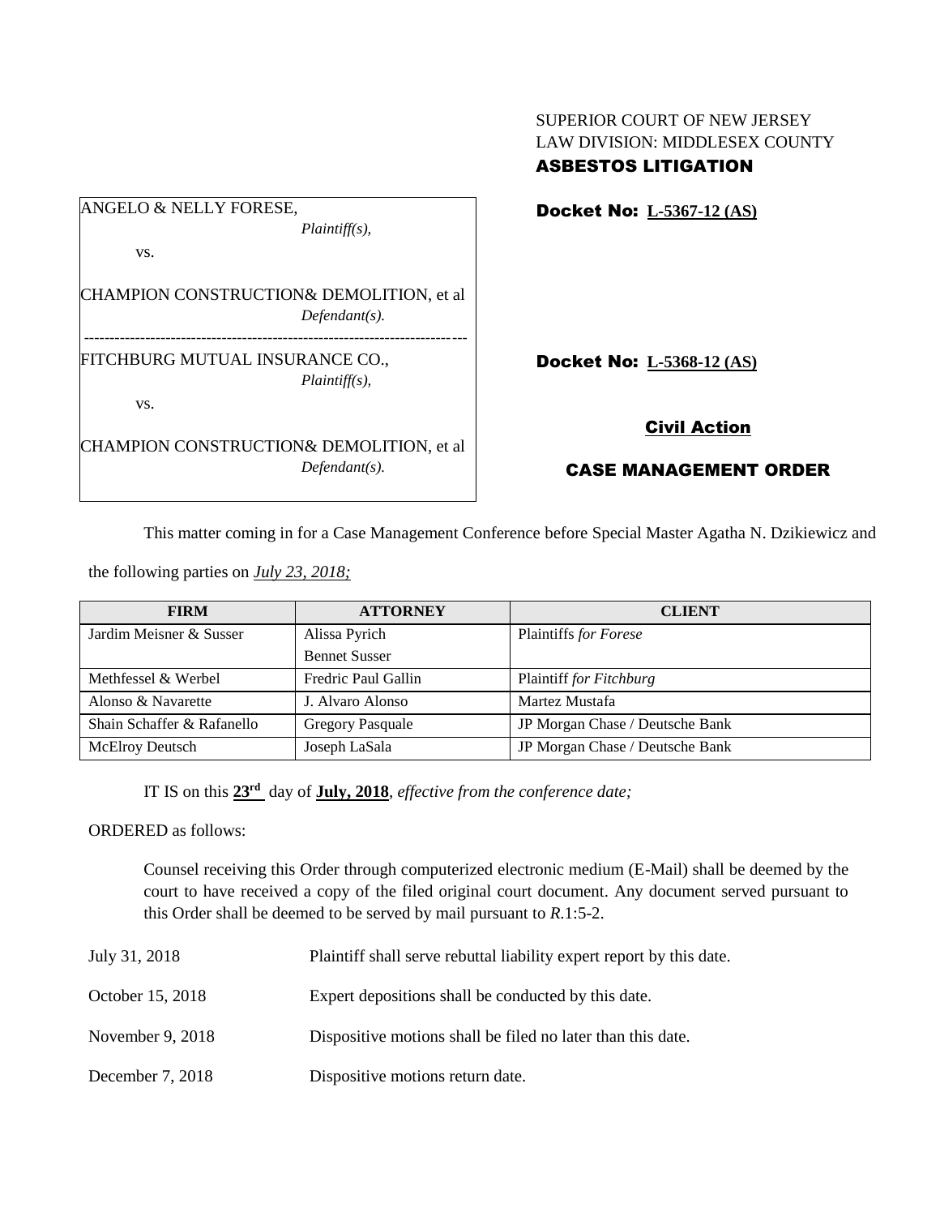SUPERIOR COURT OF NEW JERSEY
LAW DIVISION: MIDDLESEX COUNTY
**ASBESTOS LITIGATION**

ANGELO & NELLY FORESE,
*Plaintiff(s),*

vs.

CHAMPION CONSTRUCTION& DEMOLITION, et al
*Defendant(s).*

**Docket No: L-5367-12 (AS)**

---

FITCHBURG MUTUAL INSURANCE CO.,
*Plaintiff(s),*

vs.

CHAMPION CONSTRUCTION& DEMOLITION, et al
*Defendant(s).*

**Docket No: L-5368-12 (AS)**

**Civil Action**

**CASE MANAGEMENT ORDER**

This matter coming in for a Case Management Conference before Special Master Agatha N. Dzikiewicz and the following parties on *July 23, 2018;*

| FIRM | ATTORNEY | CLIENT |
|---|---|---|
| Jardim Meisner & Susser | Alissa Pyrich<br>Bennet Susser | Plaintiffs *for Forese* |
| Methfessel & Werbel | Fredric Paul Gallin | Plaintiff *for Fitchburg* |
| Alonso & Navarette | J. Alvaro Alonso | Martez Mustafa |
| Shain Schaffer & Rafanello | Gregory Pasquale | JP Morgan Chase / Deutsche Bank |
| McElroy Deutsch | Joseph LaSala | JP Morgan Chase / Deutsche Bank |

IT IS on this **23rd** day of **July, 2018**, *effective from the conference date;*

ORDERED as follows:

Counsel receiving this Order through computerized electronic medium (E-Mail) shall be deemed by the court to have received a copy of the filed original court document. Any document served pursuant to this Order shall be deemed to be served by mail pursuant to *R*.1:5-2.

| | |
|---|---|
| July 31, 2018 | Plaintiff shall serve rebuttal liability expert report by this date. |
| October 15, 2018 | Expert depositions shall be conducted by this date. |
| November 9, 2018 | Dispositive motions shall be filed no later than this date. |
| December 7, 2018 | Dispositive motions return date. |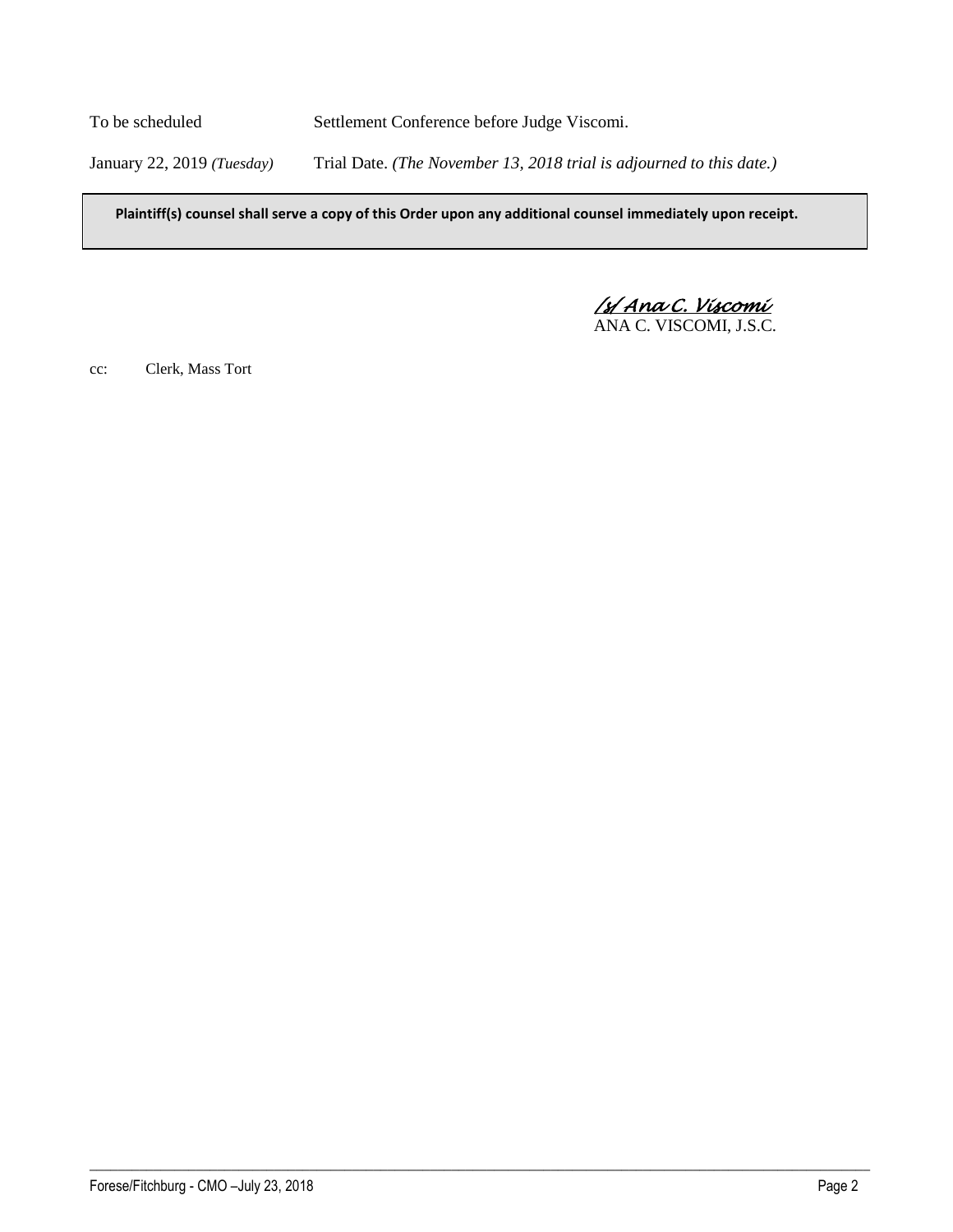| | |
|---|---|
| To be scheduled | Settlement Conference before Judge Viscomi. |
| January 22, 2019 *(Tuesday)* | Trial Date. *(The November 13, 2018 trial is adjourned to this date.)* |

**Plaintiff(s) counsel shall serve a copy of this Order upon any additional counsel immediately upon receipt.**

*/s/ Ana C. Viscomi*
ANA C. VISCOMI, J.S.C.

cc: Clerk, Mass Tort